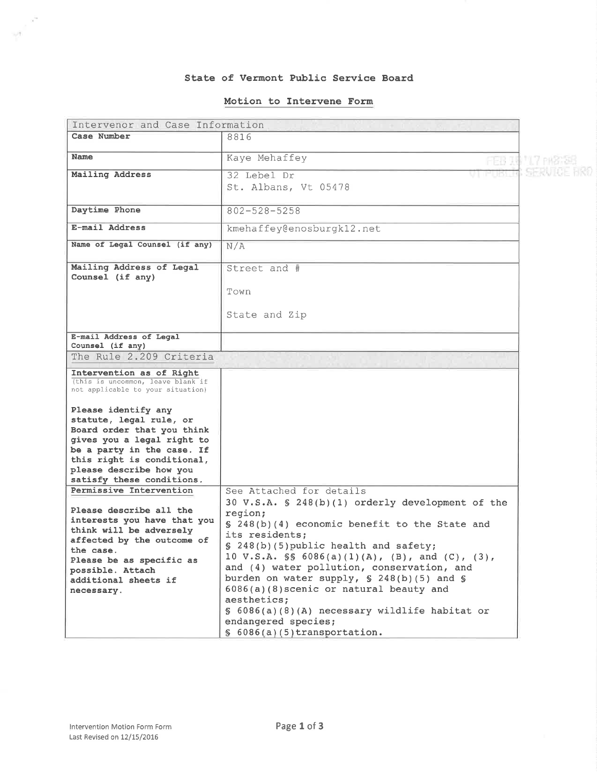**State of Vermont Public Service Board**

**Motion to Intervene Form**

| Intervenor and Case Information | |
|---|---|
| **Case Number** | 8816 |
| **Name** | Kaye Mehaffey |
| **Mailing Address** | 32 Lebel Dr<br>St. Albans, Vt 05478 |
| **Daytime Phone** | 802-528-5258 |
| **E-mail Address** | kmehaffey@enosburgk12.net |
| **Name of Legal Counsel (if any)** | N/A |
| **Mailing Address of Legal Counsel (if any)** | Street and #<br>Town<br>State and Zip |
| **E-mail Address of Legal Counsel (if any)** | |
| The Rule 2.209 Criteria | |
| **Intervention as of Right**<br>(this is uncommon, leave blank if not applicable to your situation)<br><br>**Please identify any statute, legal rule, or Board order that you think gives you a legal right to be a party in the case. If this right is conditional, please describe how you satisfy these conditions.** | |
| **Permissive Intervention**<br><br>**Please describe all the interests you have that you think will be adversely affected by the outcome of the case.**<br>**Please be as specific as possible. Attach additional sheets if necessary.** | See Attached for details<br>30 V.S.A. § 248(b)(1) orderly development of the region;<br>§ 248(b)(4) economic benefit to the State and its residents;<br>§ 248(b)(5)public health and safety;<br>10 V.S.A. §§ 6086(a)(1)(A), (B), and (C), (3), and (4) water pollution, conservation, and burden on water supply, § 248(b)(5) and § 6086(a)(8)scenic or natural beauty and aesthetics;<br>§ 6086(a)(8)(A) necessary wildlife habitat or endangered species;<br>§ 6086(a)(5)transportation. |

FEB 16 '17 PM3:38
VT PUBLIC SERVICE BRD

Intervention Motion Form Form
Last Revised on 12/15/2016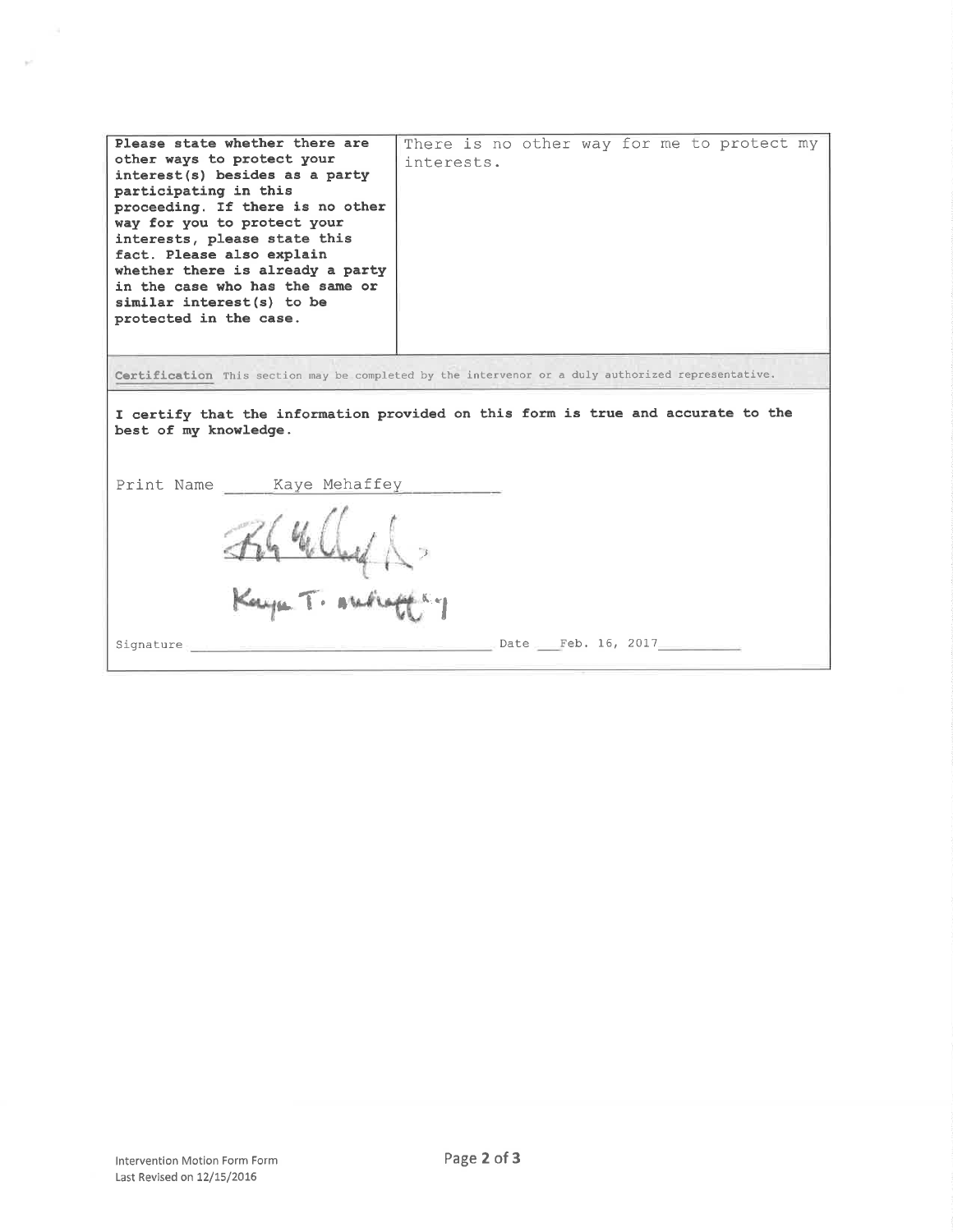| **Please state whether there are other ways to protect your interest(s) besides as a party participating in this proceeding. If there is no other way for you to protect your interests, please state this fact. Please also explain whether there is already a party in the case who has the same or similar interest(s) to be protected in the case.** | There is no other way for me to protect my interests. |
| --- | --- |

**Certification** This section may be completed by the intervenor or a duly authorized representative.

**I certify that the information provided on this form is true and accurate to the best of my knowledge.**

Print Name Kaye Mehaffey

Signature Kaye T. Mehaffey Date Feb. 16, 2017

Intervention Motion Form Form
Last Revised on 12/15/2016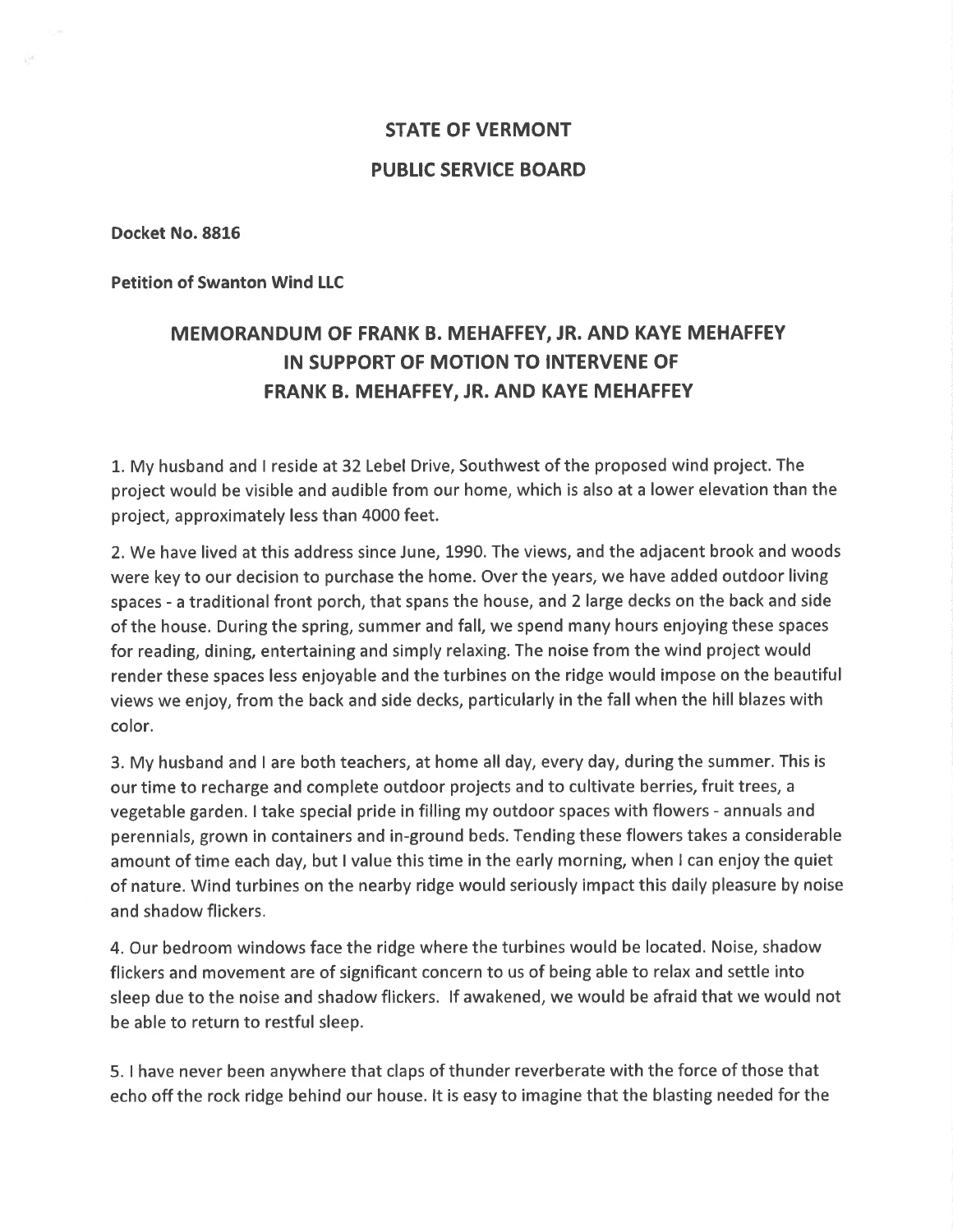## STATE OF VERMONT

## PUBLIC SERVICE BOARD

**Docket No. 8816**

**Petition of Swanton Wind LLC**

# MEMORANDUM OF FRANK B. MEHAFFEY, JR. AND KAYE MEHAFFEY IN SUPPORT OF MOTION TO INTERVENE OF FRANK B. MEHAFFEY, JR. AND KAYE MEHAFFEY

1. My husband and I reside at 32 Lebel Drive, Southwest of the proposed wind project. The project would be visible and audible from our home, which is also at a lower elevation than the project, approximately less than 4000 feet.

2. We have lived at this address since June, 1990. The views, and the adjacent brook and woods were key to our decision to purchase the home. Over the years, we have added outdoor living spaces - a traditional front porch, that spans the house, and 2 large decks on the back and side of the house. During the spring, summer and fall, we spend many hours enjoying these spaces for reading, dining, entertaining and simply relaxing. The noise from the wind project would render these spaces less enjoyable and the turbines on the ridge would impose on the beautiful views we enjoy, from the back and side decks, particularly in the fall when the hill blazes with color.

3. My husband and I are both teachers, at home all day, every day, during the summer. This is our time to recharge and complete outdoor projects and to cultivate berries, fruit trees, a vegetable garden. I take special pride in filling my outdoor spaces with flowers - annuals and perennials, grown in containers and in-ground beds. Tending these flowers takes a considerable amount of time each day, but I value this time in the early morning, when I can enjoy the quiet of nature. Wind turbines on the nearby ridge would seriously impact this daily pleasure by noise and shadow flickers.

4. Our bedroom windows face the ridge where the turbines would be located. Noise, shadow flickers and movement are of significant concern to us of being able to relax and settle into sleep due to the noise and shadow flickers. If awakened, we would be afraid that we would not be able to return to restful sleep.

5. I have never been anywhere that claps of thunder reverberate with the force of those that echo off the rock ridge behind our house. It is easy to imagine that the blasting needed for the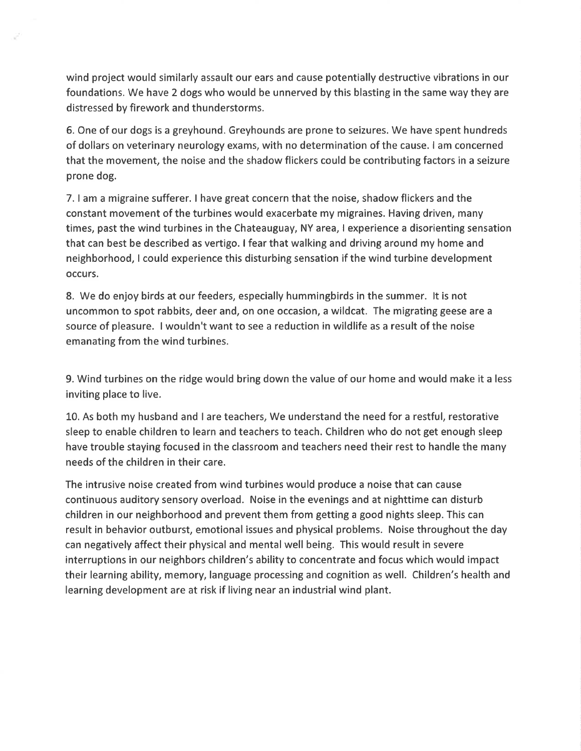wind project would similarly assault our ears and cause potentially destructive vibrations in our foundations. We have 2 dogs who would be unnerved by this blasting in the same way they are distressed by firework and thunderstorms.

6. One of our dogs is a greyhound. Greyhounds are prone to seizures. We have spent hundreds of dollars on veterinary neurology exams, with no determination of the cause. I am concerned that the movement, the noise and the shadow flickers could be contributing factors in a seizure prone dog.

7. I am a migraine sufferer. I have great concern that the noise, shadow flickers and the constant movement of the turbines would exacerbate my migraines. Having driven, many times, past the wind turbines in the Chateauguay, NY area, I experience a disorienting sensation that can best be described as vertigo. I fear that walking and driving around my home and neighborhood, I could experience this disturbing sensation if the wind turbine development occurs.

8. We do enjoy birds at our feeders, especially hummingbirds in the summer. It is not uncommon to spot rabbits, deer and, on one occasion, a wildcat. The migrating geese are a source of pleasure. I wouldn't want to see a reduction in wildlife as a result of the noise emanating from the wind turbines.

9. Wind turbines on the ridge would bring down the value of our home and would make it a less inviting place to live.

10. As both my husband and I are teachers, We understand the need for a restful, restorative sleep to enable children to learn and teachers to teach. Children who do not get enough sleep have trouble staying focused in the classroom and teachers need their rest to handle the many needs of the children in their care.

The intrusive noise created from wind turbines would produce a noise that can cause continuous auditory sensory overload. Noise in the evenings and at nighttime can disturb children in our neighborhood and prevent them from getting a good nights sleep. This can result in behavior outburst, emotional issues and physical problems. Noise throughout the day can negatively affect their physical and mental well being. This would result in severe interruptions in our neighbors children's ability to concentrate and focus which would impact their learning ability, memory, language processing and cognition as well. Children's health and learning development are at risk if living near an industrial wind plant.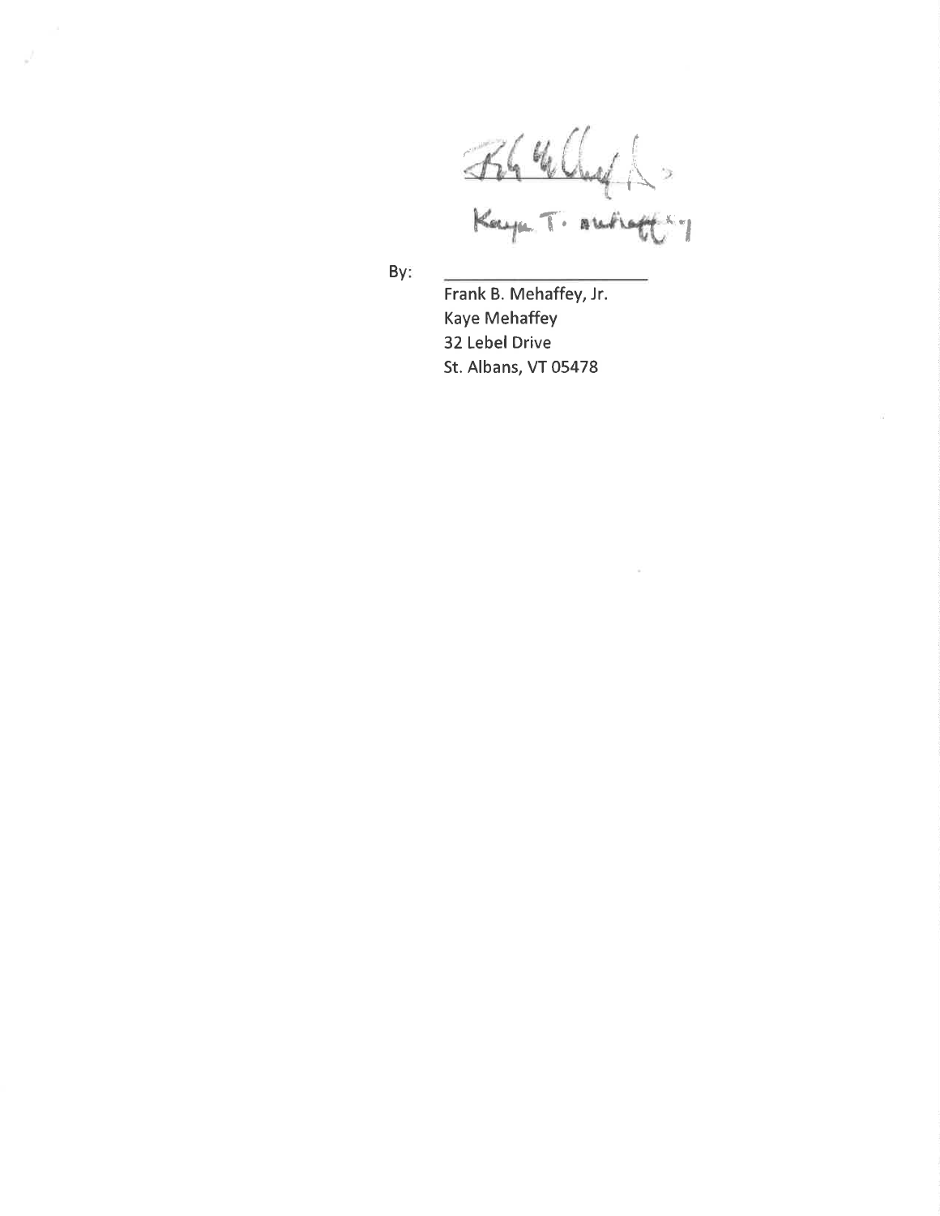By: ______________________

Frank B. Mehaffey, Jr.
Kaye Mehaffey
32 Lebel Drive
St. Albans, VT 05478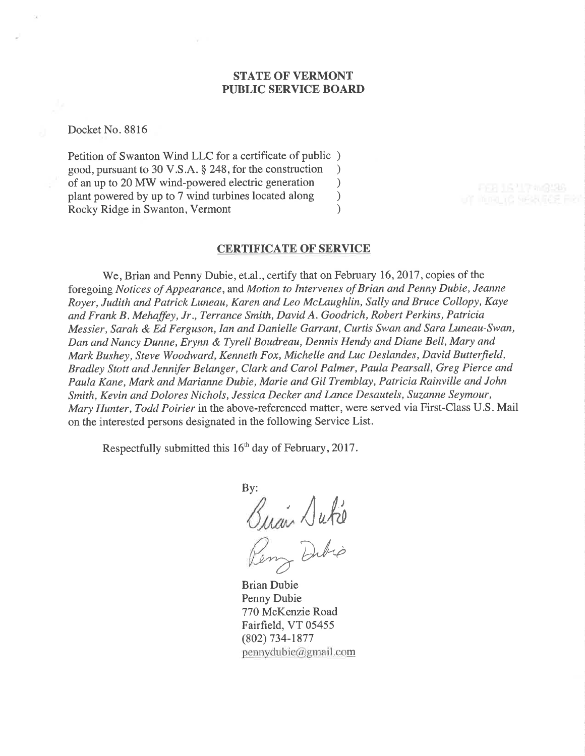**STATE OF VERMONT**
**PUBLIC SERVICE BOARD**

Docket No. 8816

Petition of Swanton Wind LLC for a certificate of public )
good, pursuant to 30 V.S.A. § 248, for the construction )
of an up to 20 MW wind-powered electric generation )
plant powered by up to 7 wind turbines located along )
Rocky Ridge in Swanton, Vermont )

**CERTIFICATE OF SERVICE**

We, Brian and Penny Dubie, et.al., certify that on February 16, 2017, copies of the foregoing *Notices of Appearance*, and *Motion to Intervenes of Brian and Penny Dubie, Jeanne Royer, Judith and Patrick Luneau, Karen and Leo McLaughlin, Sally and Bruce Collopy, Kaye and Frank B. Mehaffey, Jr., Terrance Smith, David A. Goodrich, Robert Perkins, Patricia Messier, Sarah & Ed Ferguson, Ian and Danielle Garrant, Curtis Swan and Sara Luneau-Swan, Dan and Nancy Dunne, Erynn & Tyrell Boudreau, Dennis Hendy and Diane Bell, Mary and Mark Bushey, Steve Woodward, Kenneth Fox, Michelle and Luc Deslandes, David Butterfield, Bradley Stott and Jennifer Belanger, Clark and Carol Palmer, Paula Pearsall, Greg Pierce and Paula Kane, Mark and Marianne Dubie, Marie and Gil Tremblay, Patricia Rainville and John Smith, Kevin and Dolores Nichols, Jessica Decker and Lance Desautels, Suzanne Seymour, Mary Hunter, Todd Poirier* in the above-referenced matter, were served via First-Class U.S. Mail on the interested persons designated in the following Service List.

Respectfully submitted this 16th day of February, 2017.

By:

Brian Dubie
Penny Dubie
770 McKenzie Road
Fairfield, VT 05455
(802) 734-1877
pennydubie@gmail.com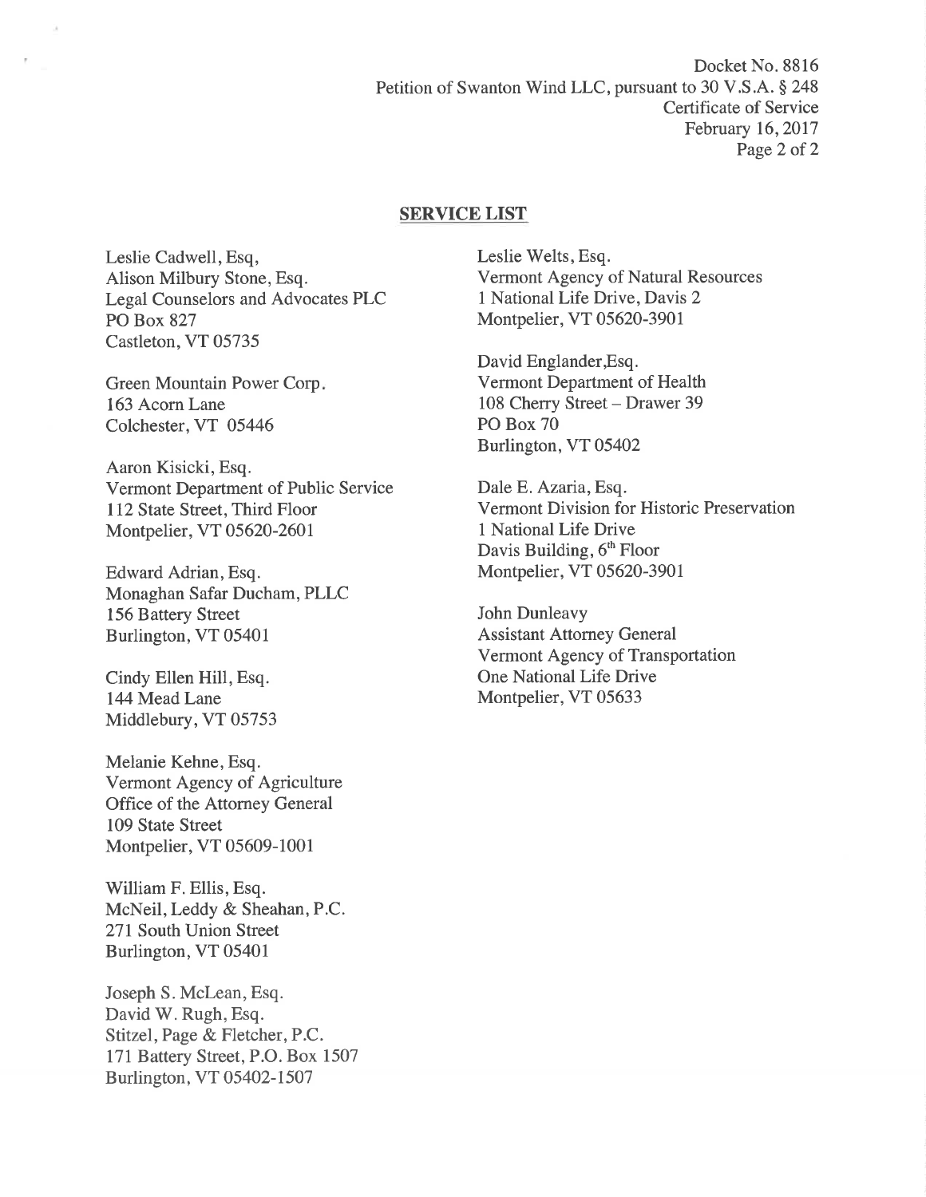Docket No. 8816
Petition of Swanton Wind LLC, pursuant to 30 V.S.A. § 248
Certificate of Service
February 16, 2017

## SERVICE LIST

Leslie Cadwell, Esq,
Alison Milbury Stone, Esq.
Legal Counselors and Advocates PLC
PO Box 827
Castleton, VT 05735

Green Mountain Power Corp.
163 Acorn Lane
Colchester, VT 05446

Aaron Kisicki, Esq.
Vermont Department of Public Service
112 State Street, Third Floor
Montpelier, VT 05620-2601

Edward Adrian, Esq.
Monaghan Safar Ducham, PLLC
156 Battery Street
Burlington, VT 05401

Cindy Ellen Hill, Esq.
144 Mead Lane
Middlebury, VT 05753

Melanie Kehne, Esq.
Vermont Agency of Agriculture
Office of the Attorney General
109 State Street
Montpelier, VT 05609-1001

William F. Ellis, Esq.
McNeil, Leddy & Sheahan, P.C.
271 South Union Street
Burlington, VT 05401

Joseph S. McLean, Esq.
David W. Rugh, Esq.
Stitzel, Page & Fletcher, P.C.
171 Battery Street, P.O. Box 1507
Burlington, VT 05402-1507

Leslie Welts, Esq.
Vermont Agency of Natural Resources
1 National Life Drive, Davis 2
Montpelier, VT 05620-3901

David Englander,Esq.
Vermont Department of Health
108 Cherry Street – Drawer 39
PO Box 70
Burlington, VT 05402

Dale E. Azaria, Esq.
Vermont Division for Historic Preservation
1 National Life Drive
Davis Building, 6th Floor
Montpelier, VT 05620-3901

John Dunleavy
Assistant Attorney General
Vermont Agency of Transportation
One National Life Drive
Montpelier, VT 05633